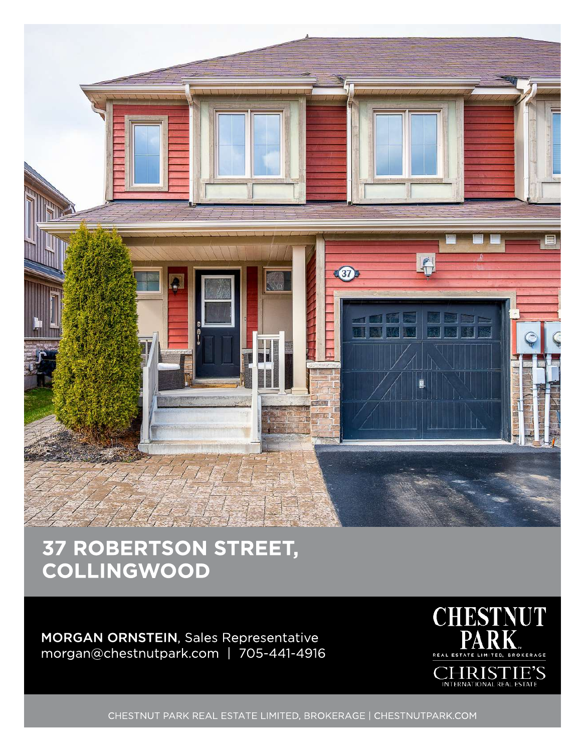# 37 ROBERTSON STREET, COLLINGWOOD

**MORGAN ORNSTEIN**, Sales Representative
morgan@chestnutpark.com | 705-441-4916

CHESTNUT PARK REAL ESTATE LIMITED, BROKERAGE

CHRISTIE'S INTERNATIONAL REAL ESTATE

CHESTNUT PARK REAL ESTATE LIMITED, BROKERAGE | CHESTNUTPARK.COM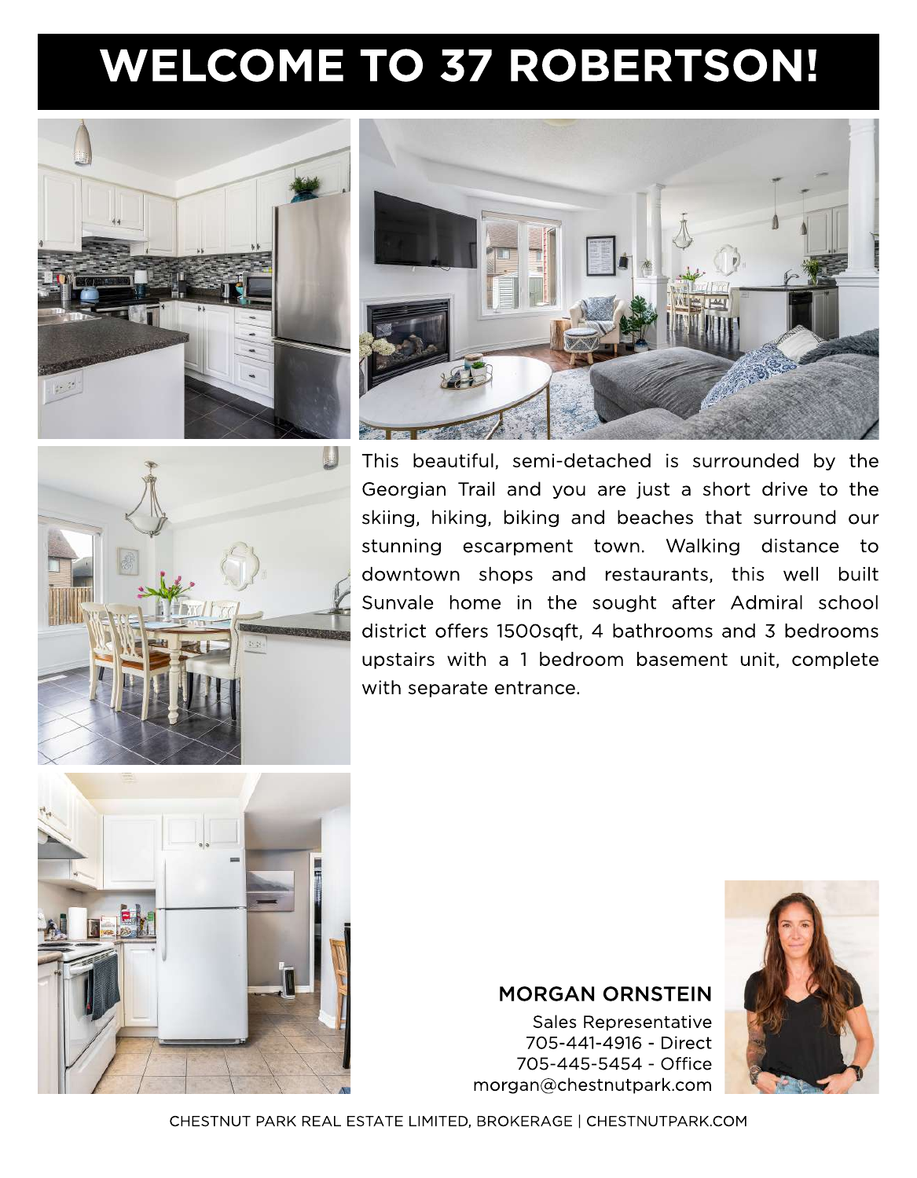# WELCOME TO 37 ROBERTSON!

This beautiful, semi-detached is surrounded by the Georgian Trail and you are just a short drive to the skiing, hiking, biking and beaches that surround our stunning escarpment town. Walking distance to downtown shops and restaurants, this well built Sunvale home in the sought after Admiral school district offers 1500sqft, 4 bathrooms and 3 bedrooms upstairs with a 1 bedroom basement unit, complete with separate entrance.

**MORGAN ORNSTEIN**

Sales Representative
705-441-4916 - Direct
705-445-5454 - Office
morgan@chestnutpark.com

CHESTNUT PARK REAL ESTATE LIMITED, BROKERAGE | CHESTNUTPARK.COM